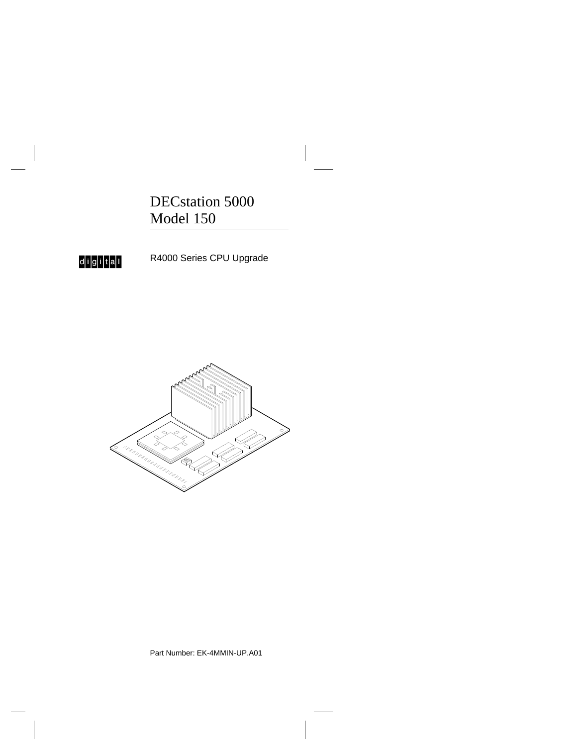# DECstation 5000 Model 150

digital

R4000 Series CPU Upgrade

Part Number: EK-4MMIN-UP.A01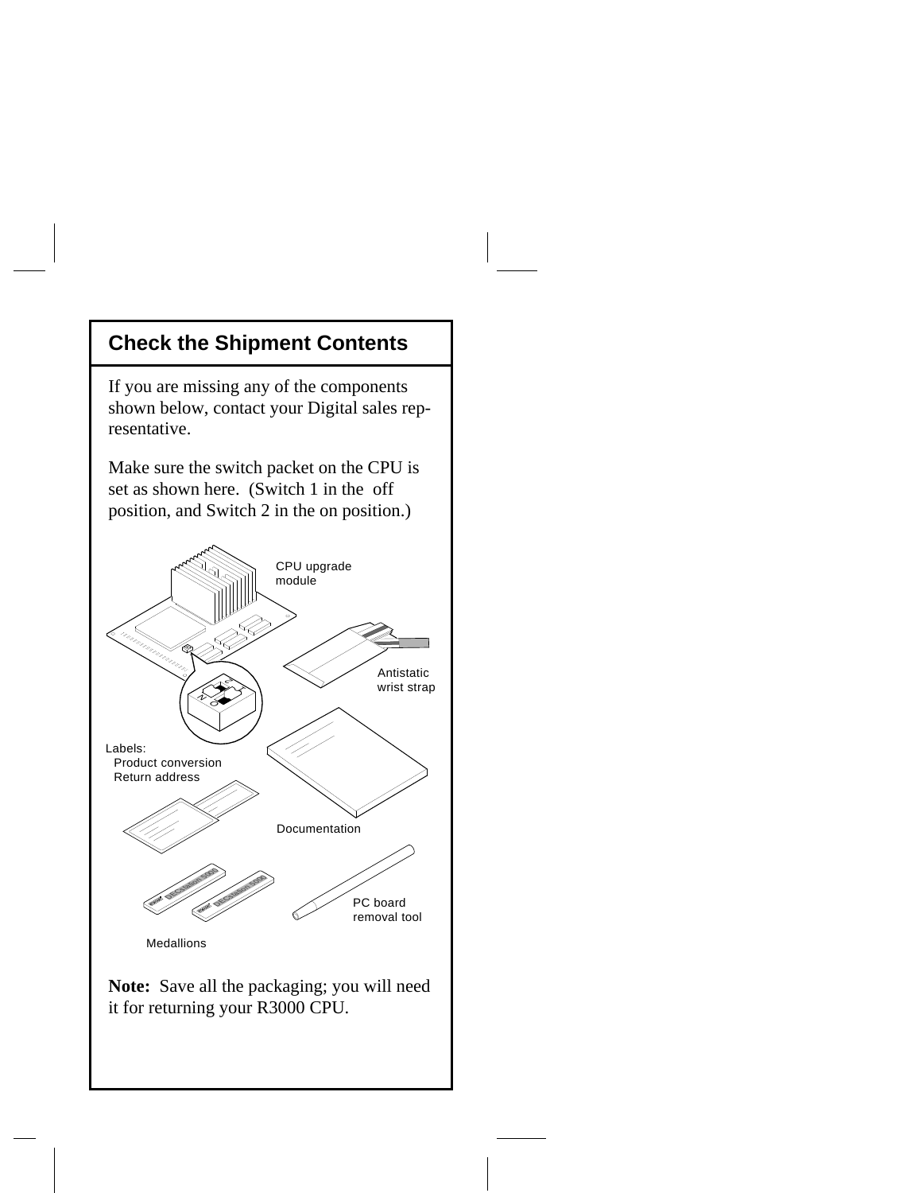## Check the Shipment Contents

If you are missing any of the components shown below, contact your Digital sales representative.

Make sure the switch packet on the CPU is set as shown here. (Switch 1 in the off position, and Switch 2 in the on position.)

CPU upgrade module

Antistatic wrist strap

Labels:
Product conversion
Return address

Documentation

PC board removal tool

Medallions

**Note:** Save all the packaging; you will need it for returning your R3000 CPU.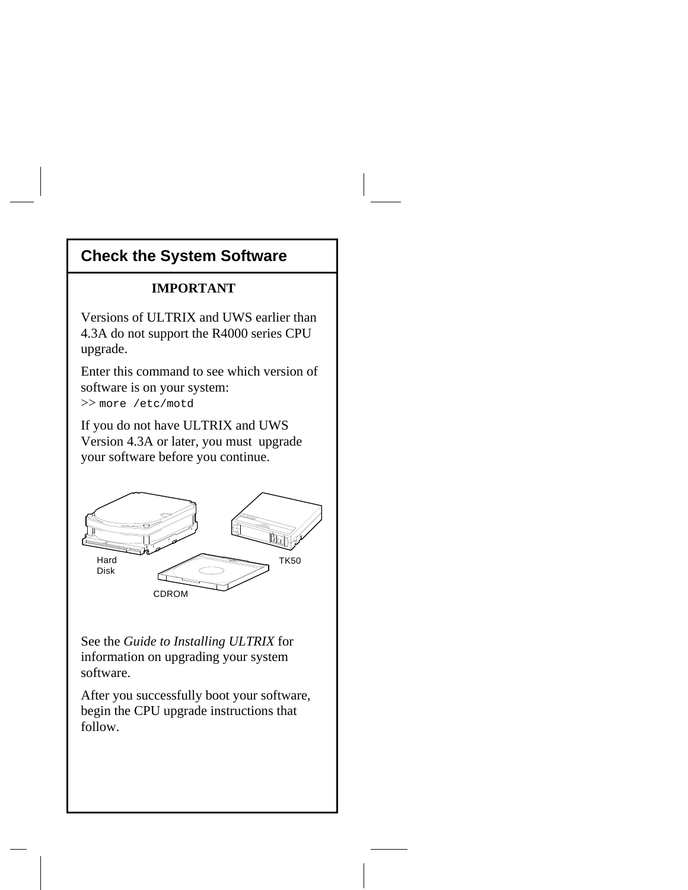## Check the System Software

**IMPORTANT**

Versions of ULTRIX and UWS earlier than 4.3A do not support the R4000 series CPU upgrade.

Enter this command to see which version of software is on your system:

```
>> more /etc/motd
```

If you do not have ULTRIX and UWS Version 4.3A or later, you must upgrade your software before you continue.

Hard Disk

TK50

CDROM

See the *Guide to Installing ULTRIX* for information on upgrading your system software.

After you successfully boot your software, begin the CPU upgrade instructions that follow.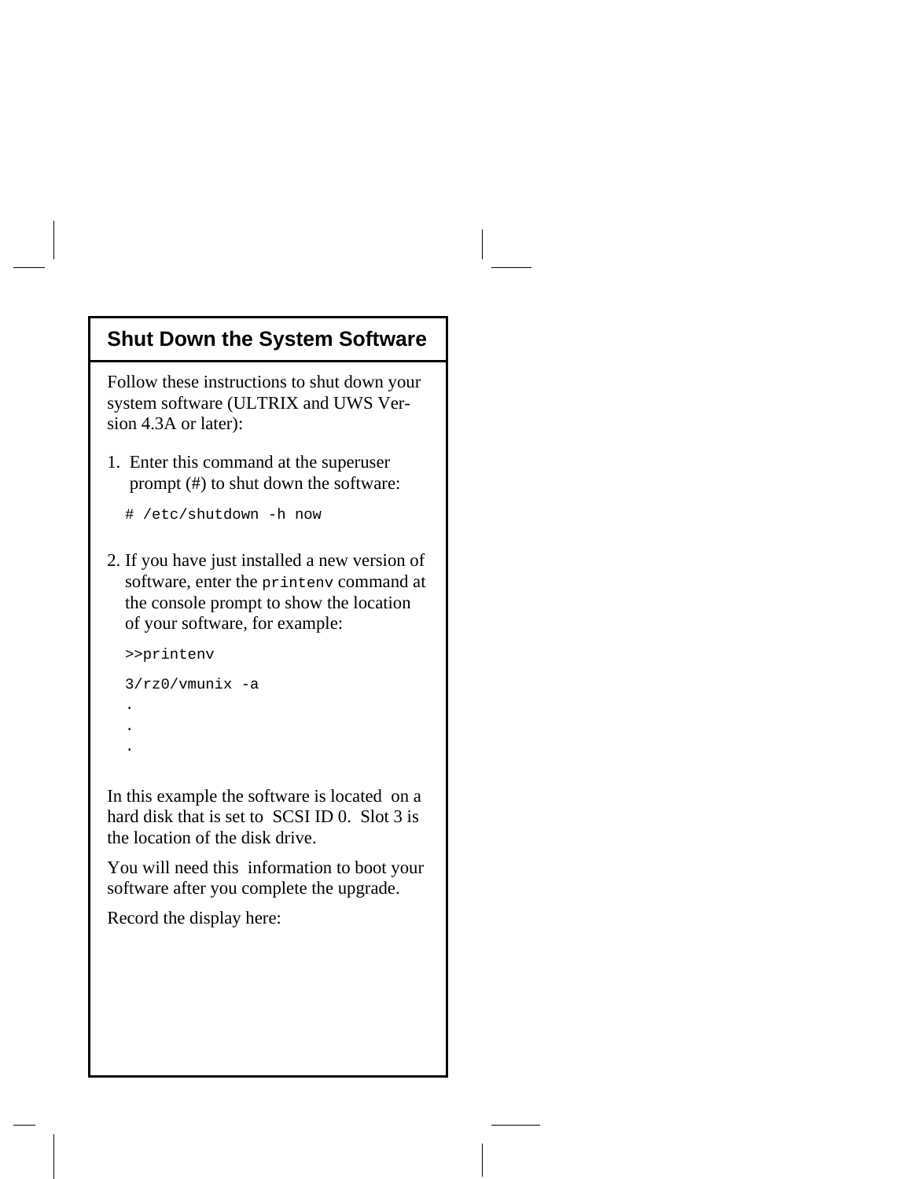## Shut Down the System Software

Follow these instructions to shut down your system software (ULTRIX and UWS Version 4.3A or later):

1. Enter this command at the superuser prompt (#) to shut down the software:

```
# /etc/shutdown -h now
```

2. If you have just installed a new version of software, enter the `printenv` command at the console prompt to show the location of your software, for example:

```
>>printenv

3/rz0/vmunix -a
.
.
.
```

In this example the software is located on a hard disk that is set to SCSI ID 0. Slot 3 is the location of the disk drive.

You will need this information to boot your software after you complete the upgrade.

Record the display here: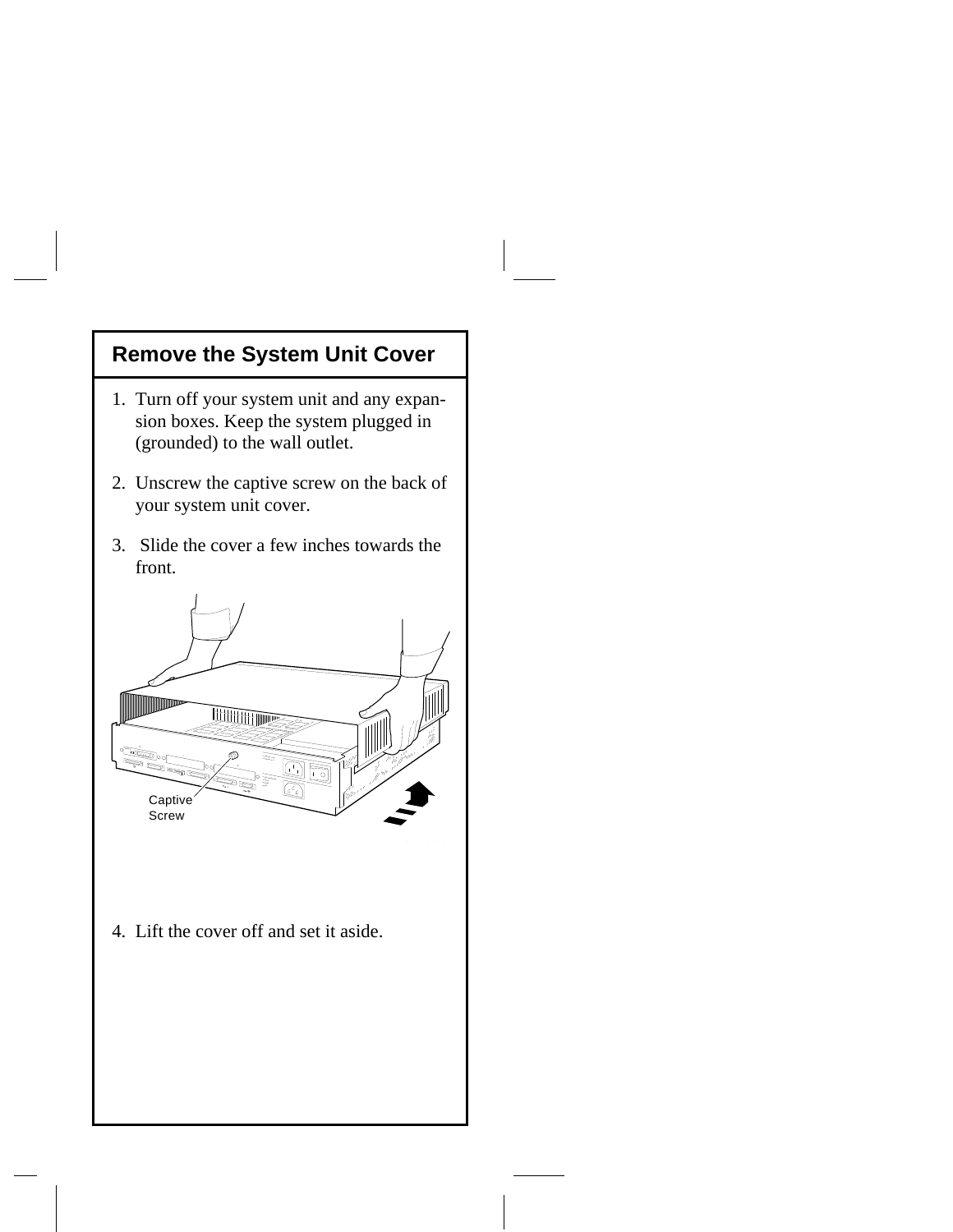## Remove the System Unit Cover

1. Turn off your system unit and any expansion boxes. Keep the system plugged in (grounded) to the wall outlet.

2. Unscrew the captive screw on the back of your system unit cover.

3. Slide the cover a few inches towards the front.

Captive Screw

4. Lift the cover off and set it aside.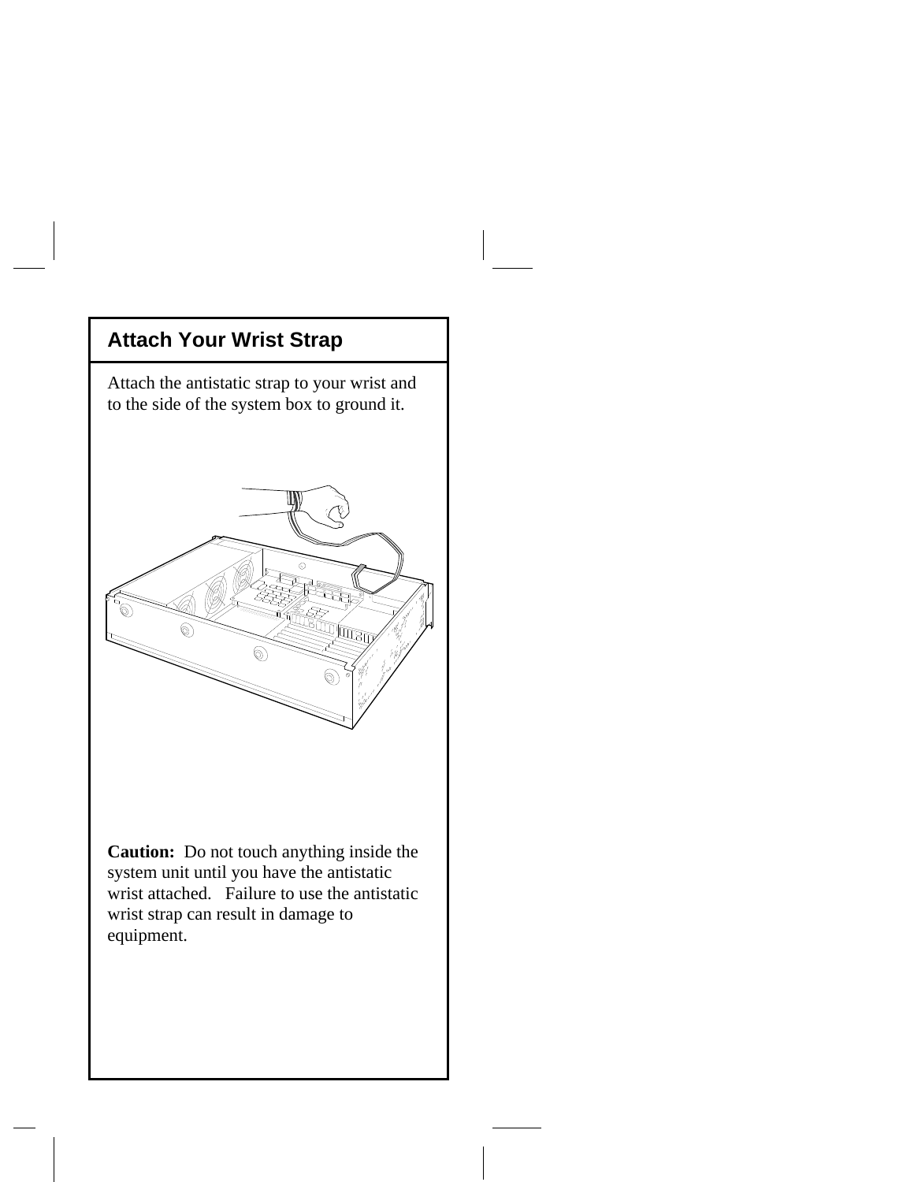## Attach Your Wrist Strap

Attach the antistatic strap to your wrist and to the side of the system box to ground it.

**Caution:** Do not touch anything inside the system unit until you have the antistatic wrist attached. Failure to use the antistatic wrist strap can result in damage to equipment.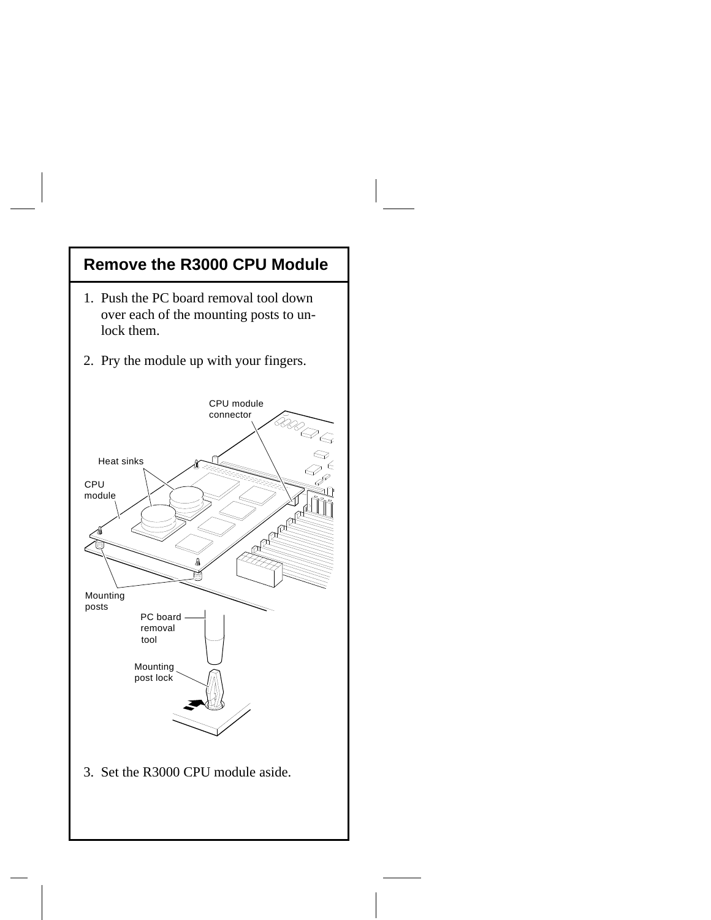## Remove the R3000 CPU Module

1. Push the PC board removal tool down over each of the mounting posts to unlock them.

2. Pry the module up with your fingers.

3. Set the R3000 CPU module aside.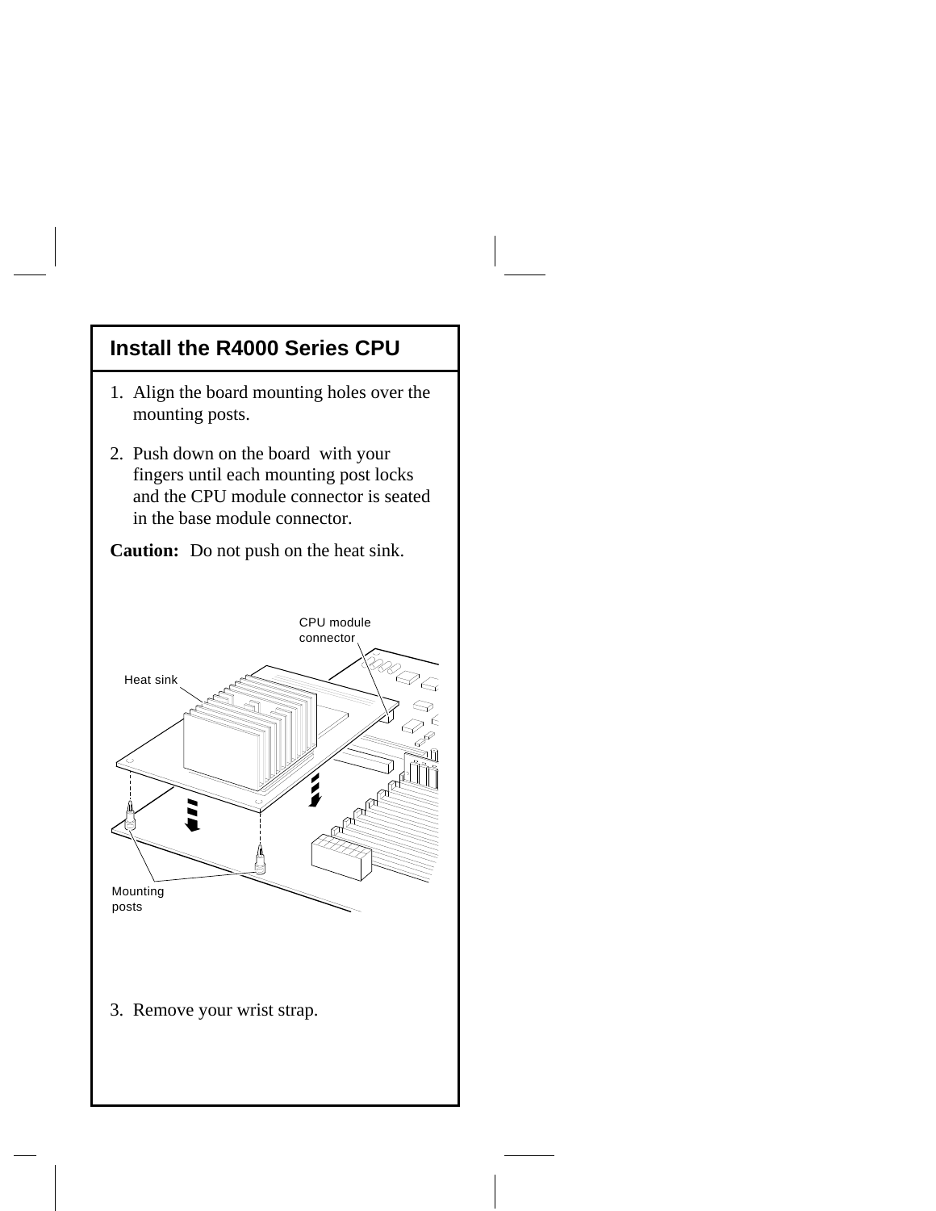## Install the R4000 Series CPU

1. Align the board mounting holes over the mounting posts.

2. Push down on the board with your fingers until each mounting post locks and the CPU module connector is seated in the base module connector.

**Caution:** Do not push on the heat sink.

CPU module connector

Heat sink

Mounting posts

3. Remove your wrist strap.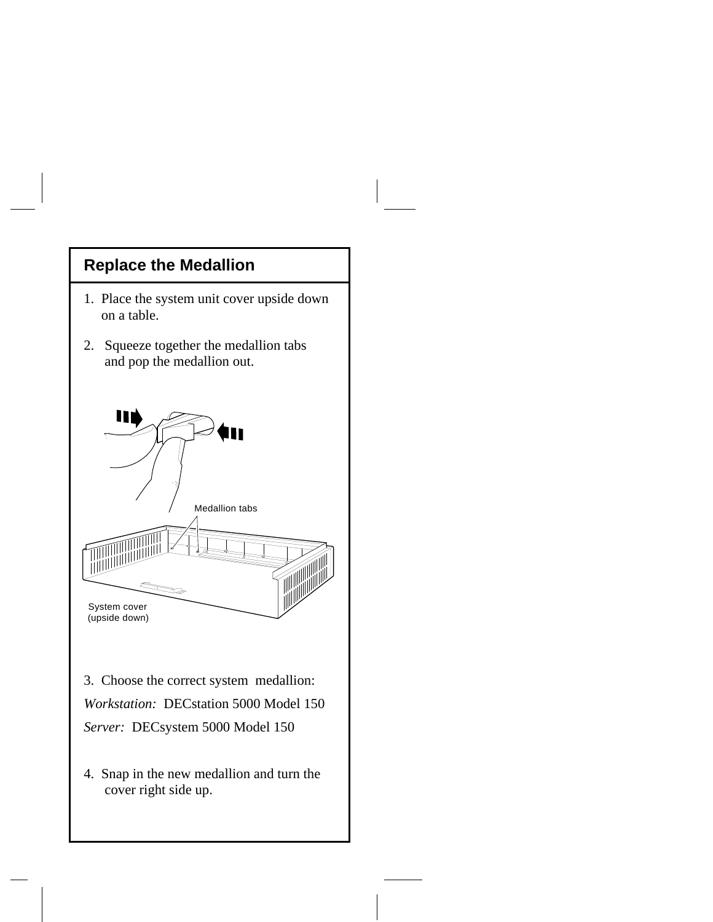## Replace the Medallion

1. Place the system unit cover upside down on a table.
2. Squeeze together the medallion tabs and pop the medallion out.

Medallion tabs

System cover (upside down)

3. Choose the correct system medallion:

*Workstation:* DECstation 5000 Model 150

*Server:* DECsystem 5000 Model 150

4. Snap in the new medallion and turn the cover right side up.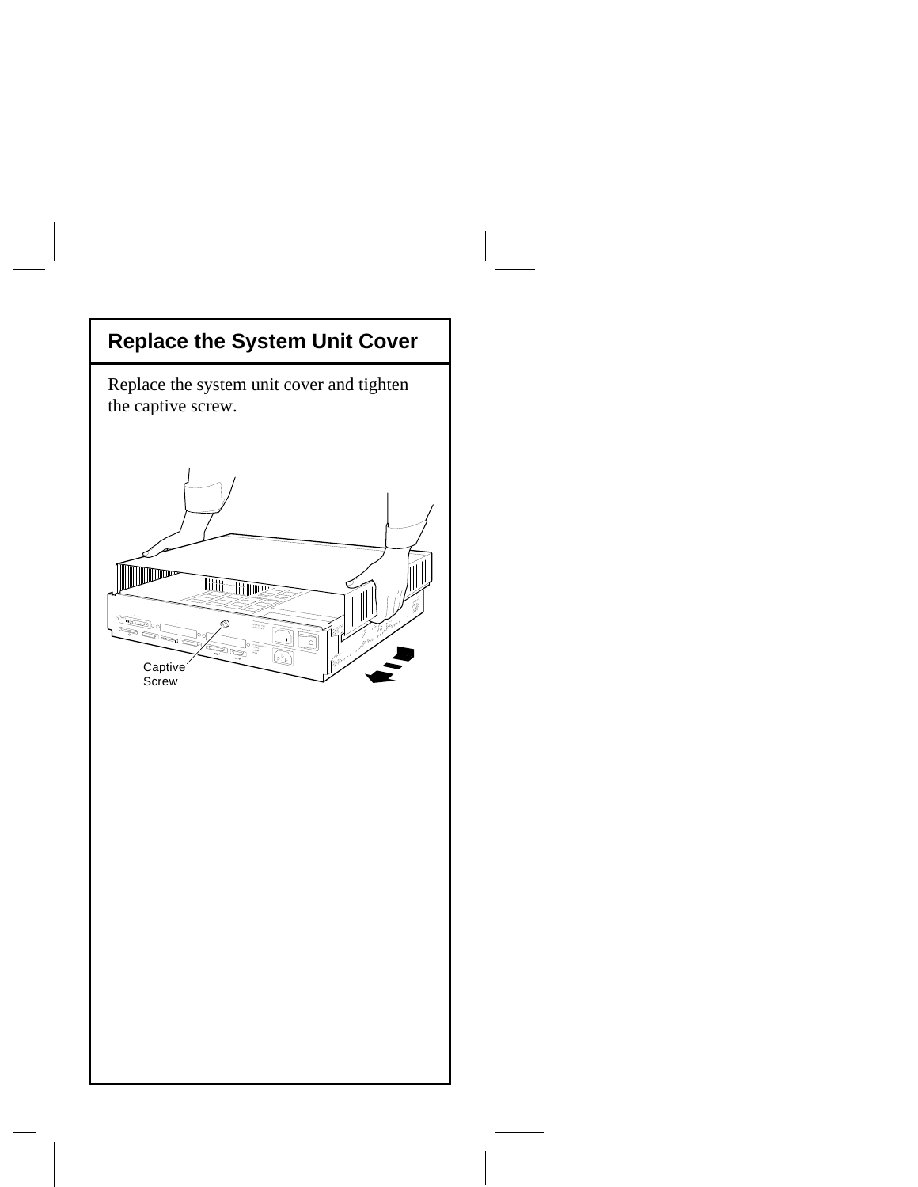## Replace the System Unit Cover

Replace the system unit cover and tighten the captive screw.

Captive Screw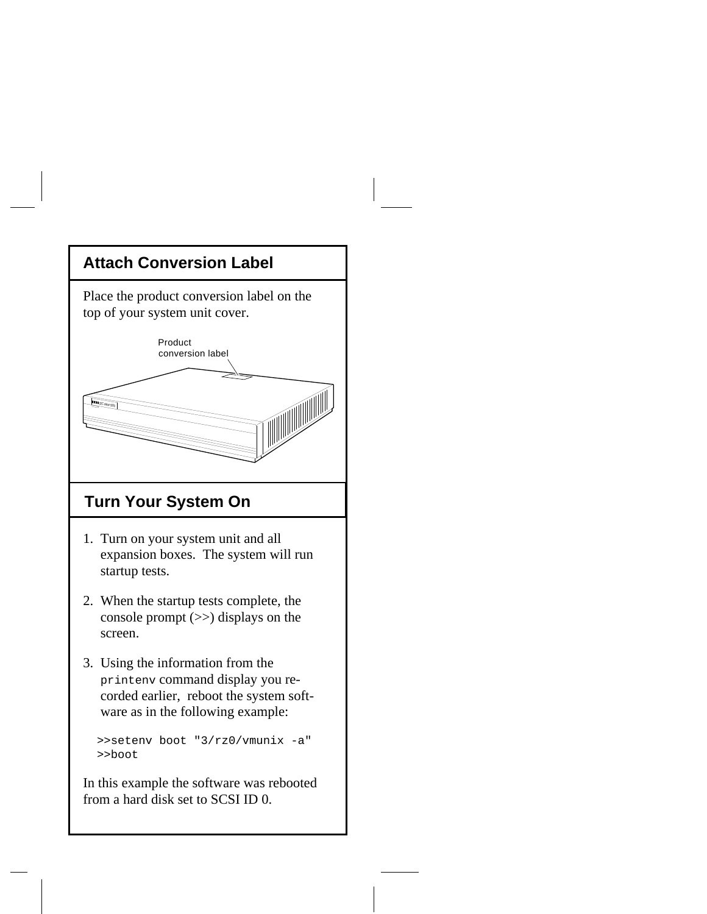## Attach Conversion Label

Place the product conversion label on the top of your system unit cover.

Product conversion label

## Turn Your System On

1. Turn on your system unit and all expansion boxes. The system will run startup tests.

2. When the startup tests complete, the console prompt (>>) displays on the screen.

3. Using the information from the `printenv` command display you recorded earlier, reboot the system software as in the following example:

```
>>setenv boot "3/rz0/vmunix -a"
>>boot
```

In this example the software was rebooted from a hard disk set to SCSI ID 0.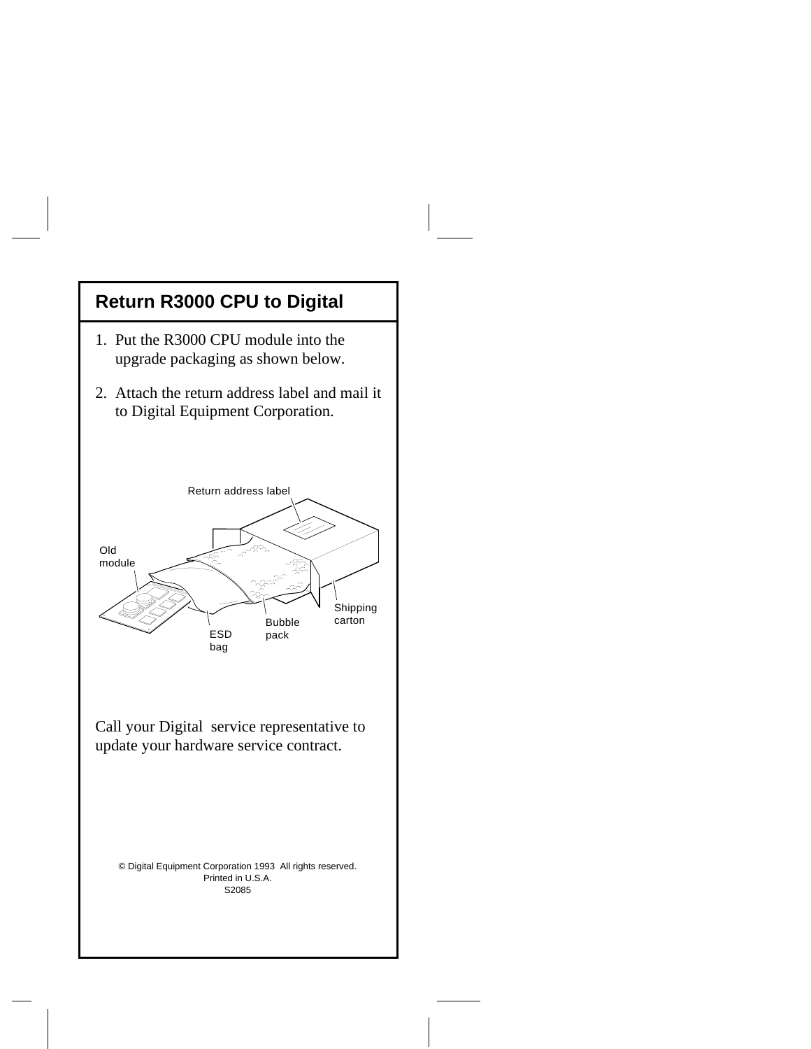## Return R3000 CPU to Digital

1. Put the R3000 CPU module into the upgrade packaging as shown below.
2. Attach the return address label and mail it to Digital Equipment Corporation.

Return address label

Old module

ESD bag

Bubble pack

Shipping carton

Call your Digital service representative to update your hardware service contract.

© Digital Equipment Corporation 1993 All rights reserved.
Printed in U.S.A.
S2085